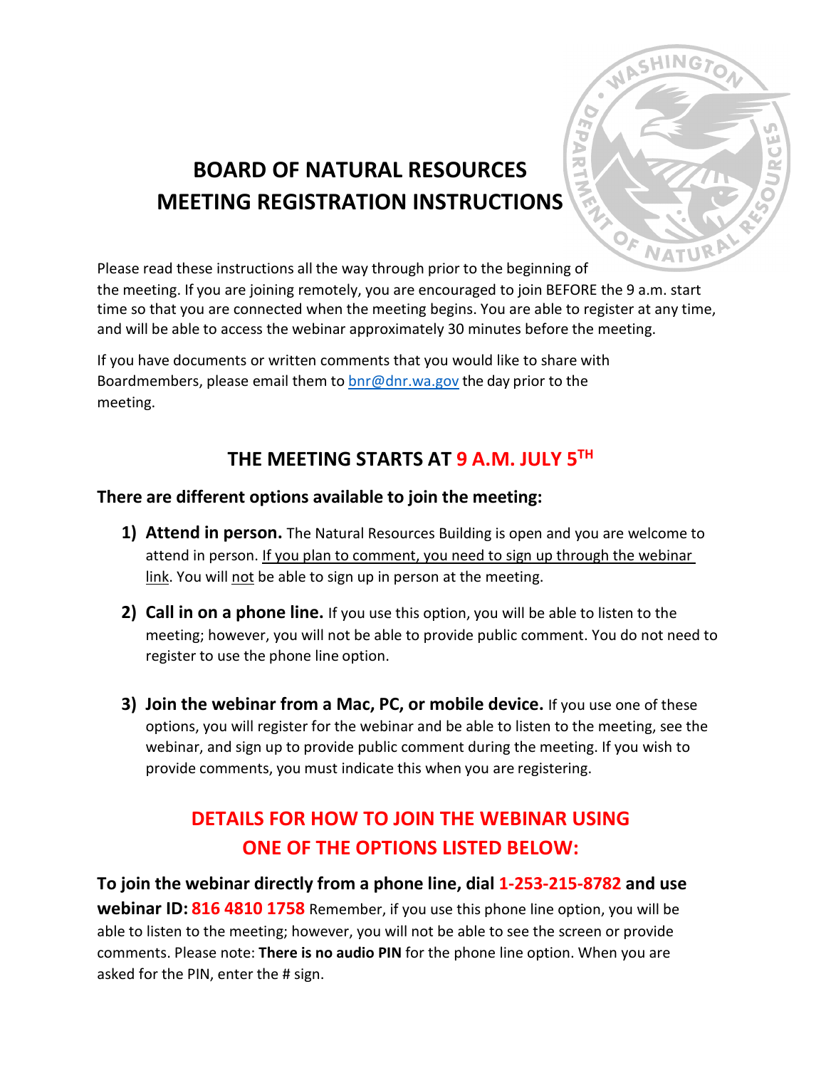# BOARD OF NATURAL RESOURCES MEETING REGISTRATION INSTRUCTIONS

Please read these instructions all the way through prior to the beginning of the meeting. If you are joining remotely, you are encouraged to join BEFORE the 9 a.m. start time so that you are connected when the meeting begins. You are able to register at any time, and will be able to access the webinar approximately 30 minutes before the meeting.

If you have documents or written comments that you would like to share with Boardmembers, please email them to bnr@dnr.wa.gov the day prior to the meeting.

## THE MEETING STARTS AT 9 A.M. JULY 5TH

**There are different options available to join the meeting:**

1) **Attend in person.** The Natural Resources Building is open and you are welcome to attend in person. If you plan to comment, you need to sign up through the webinar link. You will not be able to sign up in person at the meeting.

2) **Call in on a phone line.** If you use this option, you will be able to listen to the meeting; however, you will not be able to provide public comment. You do not need to register to use the phone line option.

3) **Join the webinar from a Mac, PC, or mobile device.** If you use one of these options, you will register for the webinar and be able to listen to the meeting, see the webinar, and sign up to provide public comment during the meeting. If you wish to provide comments, you must indicate this when you are registering.

## DETAILS FOR HOW TO JOIN THE WEBINAR USING ONE OF THE OPTIONS LISTED BELOW:

**To join the webinar directly from a phone line, dial 1-253-215-8782 and use webinar ID: 816 4810 1758** Remember, if you use this phone line option, you will be able to listen to the meeting; however, you will not be able to see the screen or provide comments. Please note: **There is no audio PIN** for the phone line option. When you are asked for the PIN, enter the # sign.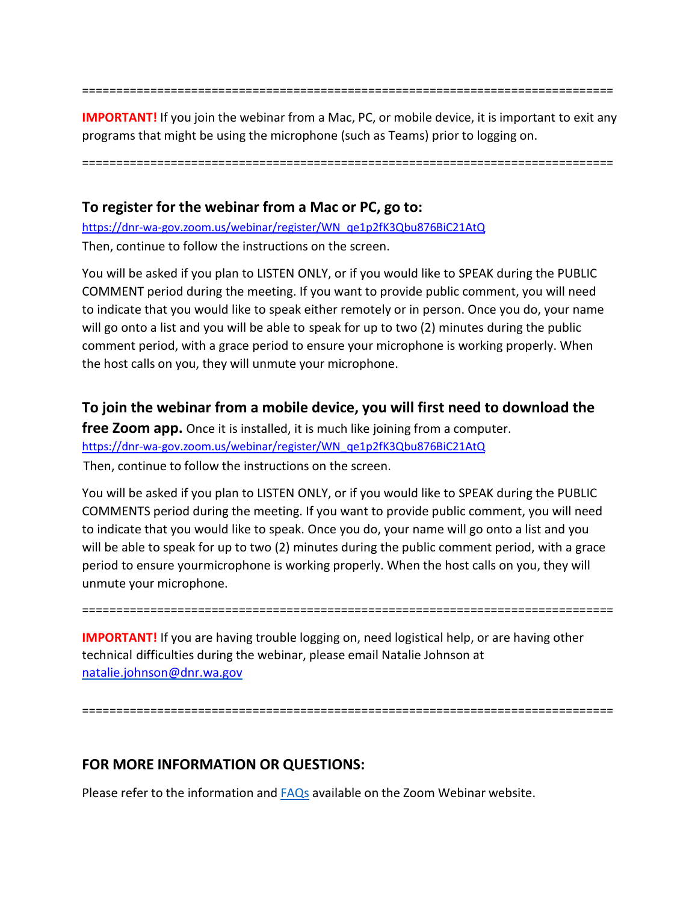================================================================================

**IMPORTANT!** If you join the webinar from a Mac, PC, or mobile device, it is important to exit any programs that might be using the microphone (such as Teams) prior to logging on.

================================================================================

### To register for the webinar from a Mac or PC, go to:

https://dnr-wa-gov.zoom.us/webinar/register/WN_qe1p2fK3Qbu876BiC21AtQ
Then, continue to follow the instructions on the screen.

You will be asked if you plan to LISTEN ONLY, or if you would like to SPEAK during the PUBLIC COMMENT period during the meeting. If you want to provide public comment, you will need to indicate that you would like to speak either remotely or in person. Once you do, your name will go onto a list and you will be able to speak for up to two (2) minutes during the public comment period, with a grace period to ensure your microphone is working properly. When the host calls on you, they will unmute your microphone.

**To join the webinar from a mobile device, you will first need to download the free Zoom app.** Once it is installed, it is much like joining from a computer.
https://dnr-wa-gov.zoom.us/webinar/register/WN_qe1p2fK3Qbu876BiC21AtQ
Then, continue to follow the instructions on the screen.

You will be asked if you plan to LISTEN ONLY, or if you would like to SPEAK during the PUBLIC COMMENTS period during the meeting. If you want to provide public comment, you will need to indicate that you would like to speak. Once you do, your name will go onto a list and you will be able to speak for up to two (2) minutes during the public comment period, with a grace period to ensure yourmicrophone is working properly. When the host calls on you, they will unmute your microphone.

================================================================================

**IMPORTANT!** If you are having trouble logging on, need logistical help, or are having other technical difficulties during the webinar, please email Natalie Johnson at natalie.johnson@dnr.wa.gov

================================================================================

### FOR MORE INFORMATION OR QUESTIONS:

Please refer to the information and FAQs available on the Zoom Webinar website.